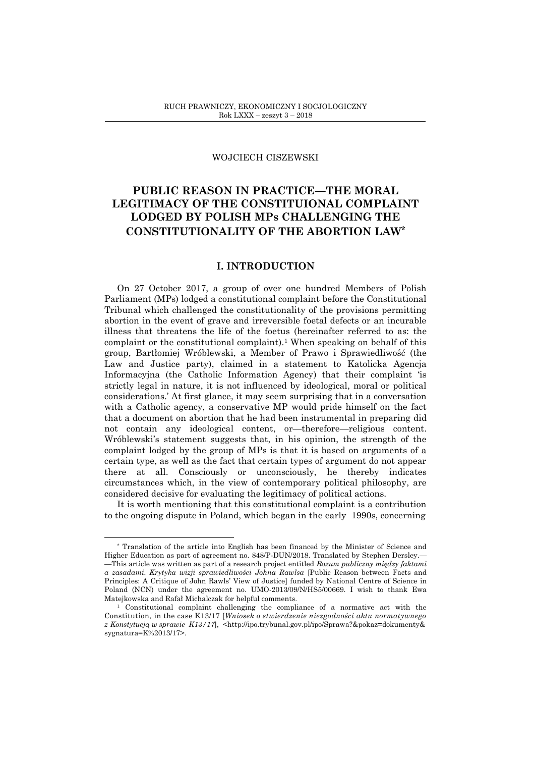WOJCIECH CISZEWSKI

# PUBLIC REASON IN PRACTICE—THE MORAL LEGITIMACY OF THE CONSTITUIONAL COMPLAINT LODGED BY POLISH MPs CHALLENGING THE CONSTITUTIONALITY OF THE ABORTION LAW*

## I. INTRODUCTION

On 27 October 2017, a group of over one hundred Members of Polish Parliament (MPs) lodged a constitutional complaint before the Constitutional Tribunal which challenged the constitutionality of the provisions permitting abortion in the event of grave and irreversible foetal defects or an incurable illness that threatens the life of the foetus (hereinafter referred to as: the complaint or the constitutional complaint).[1] When speaking on behalf of this group, Bartłomiej Wróblewski, a Member of Prawo i Sprawiedliwość (the Law and Justice party), claimed in a statement to Katolicka Agencja Informacyjna (the Catholic Information Agency) that their complaint 'is strictly legal in nature, it is not influenced by ideological, moral or political considerations.' At first glance, it may seem surprising that in a conversation with a Catholic agency, a conservative MP would pride himself on the fact that a document on abortion that he had been instrumental in preparing did not contain any ideological content, or—therefore—religious content. Wróblewski's statement suggests that, in his opinion, the strength of the complaint lodged by the group of MPs is that it is based on arguments of a certain type, as well as the fact that certain types of argument do not appear there at all. Consciously or unconsciously, he thereby indicates circumstances which, in the view of contemporary political philosophy, are considered decisive for evaluating the legitimacy of political actions.

It is worth mentioning that this constitutional complaint is a contribution to the ongoing dispute in Poland, which began in the early 1990s, concerning

---

\* Translation of the article into English has been financed by the Minister of Science and Higher Education as part of agreement no. 848/P-DUN/2018. Translated by Stephen Dersley.—This article was written as part of a research project entitled *Rozum publiczny między faktami a zasadami. Krytyka wizji sprawiedliwości Johna Rawlsa* [Public Reason between Facts and Principles: A Critique of John Rawls' View of Justice] funded by National Centre of Science in Poland (NCN) under the agreement no. UMO-2013/09/N/HS5/00669. I wish to thank Ewa Matejkowska and Rafał Michalczak for helpful comments.

[1] Constitutional complaint challenging the compliance of a normative act with the Constitution, in the case K13/17 [*Wniosek o stwierdzenie niezgodności aktu normatywnego z Konstytucją w sprawie K13/17*], <http://ipo.trybunal.gov.pl/ipo/Sprawa?&pokaz=dokumenty&sygnatura=K%2013/17>.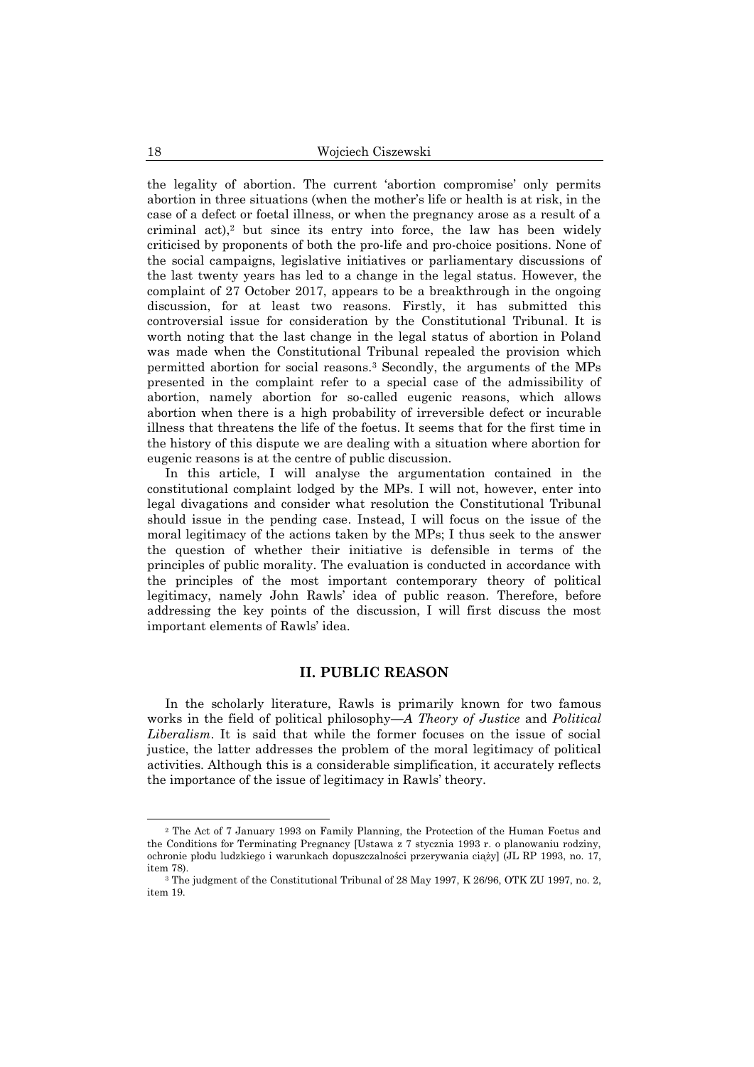the legality of abortion. The current 'abortion compromise' only permits abortion in three situations (when the mother's life or health is at risk, in the case of a defect or foetal illness, or when the pregnancy arose as a result of a criminal act),[2] but since its entry into force, the law has been widely criticised by proponents of both the pro-life and pro-choice positions. None of the social campaigns, legislative initiatives or parliamentary discussions of the last twenty years has led to a change in the legal status. However, the complaint of 27 October 2017, appears to be a breakthrough in the ongoing discussion, for at least two reasons. Firstly, it has submitted this controversial issue for consideration by the Constitutional Tribunal. It is worth noting that the last change in the legal status of abortion in Poland was made when the Constitutional Tribunal repealed the provision which permitted abortion for social reasons.[3] Secondly, the arguments of the MPs presented in the complaint refer to a special case of the admissibility of abortion, namely abortion for so-called eugenic reasons, which allows abortion when there is a high probability of irreversible defect or incurable illness that threatens the life of the foetus. It seems that for the first time in the history of this dispute we are dealing with a situation where abortion for eugenic reasons is at the centre of public discussion.

In this article, I will analyse the argumentation contained in the constitutional complaint lodged by the MPs. I will not, however, enter into legal divagations and consider what resolution the Constitutional Tribunal should issue in the pending case. Instead, I will focus on the issue of the moral legitimacy of the actions taken by the MPs; I thus seek to the answer the question of whether their initiative is defensible in terms of the principles of public morality. The evaluation is conducted in accordance with the principles of the most important contemporary theory of political legitimacy, namely John Rawls' idea of public reason. Therefore, before addressing the key points of the discussion, I will first discuss the most important elements of Rawls' idea.

## II. PUBLIC REASON

In the scholarly literature, Rawls is primarily known for two famous works in the field of political philosophy—*A Theory of Justice* and *Political Liberalism*. It is said that while the former focuses on the issue of social justice, the latter addresses the problem of the moral legitimacy of political activities. Although this is a considerable simplification, it accurately reflects the importance of the issue of legitimacy in Rawls' theory.

---

[2] The Act of 7 January 1993 on Family Planning, the Protection of the Human Foetus and the Conditions for Terminating Pregnancy [Ustawa z 7 stycznia 1993 r. o planowaniu rodziny, ochronie płodu ludzkiego i warunkach dopuszczalności przerywania ciąży] (JL RP 1993, no. 17, item 78).

[3] The judgment of the Constitutional Tribunal of 28 May 1997, K 26/96, OTK ZU 1997, no. 2, item 19.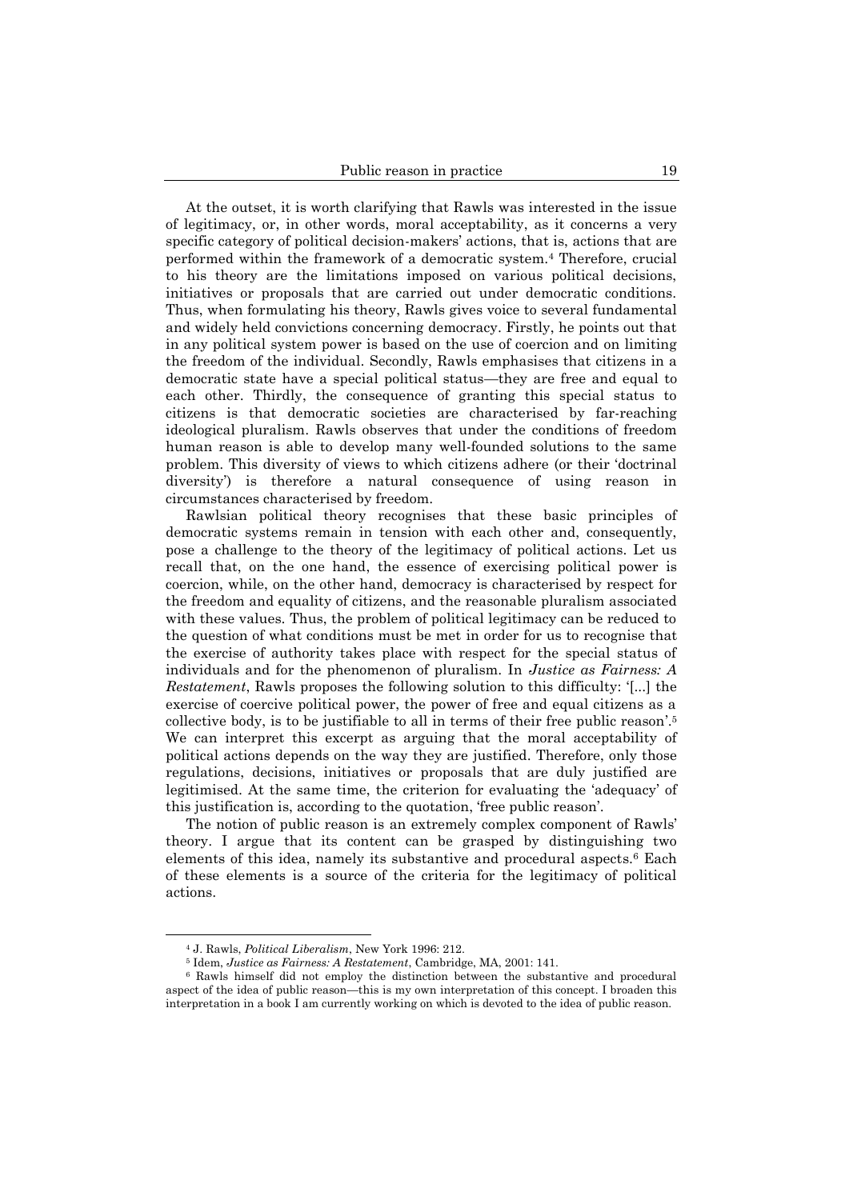At the outset, it is worth clarifying that Rawls was interested in the issue of legitimacy, or, in other words, moral acceptability, as it concerns a very specific category of political decision-makers' actions, that is, actions that are performed within the framework of a democratic system.[4] Therefore, crucial to his theory are the limitations imposed on various political decisions, initiatives or proposals that are carried out under democratic conditions. Thus, when formulating his theory, Rawls gives voice to several fundamental and widely held convictions concerning democracy. Firstly, he points out that in any political system power is based on the use of coercion and on limiting the freedom of the individual. Secondly, Rawls emphasises that citizens in a democratic state have a special political status—they are free and equal to each other. Thirdly, the consequence of granting this special status to citizens is that democratic societies are characterised by far-reaching ideological pluralism. Rawls observes that under the conditions of freedom human reason is able to develop many well-founded solutions to the same problem. This diversity of views to which citizens adhere (or their 'doctrinal diversity') is therefore a natural consequence of using reason in circumstances characterised by freedom.

Rawlsian political theory recognises that these basic principles of democratic systems remain in tension with each other and, consequently, pose a challenge to the theory of the legitimacy of political actions. Let us recall that, on the one hand, the essence of exercising political power is coercion, while, on the other hand, democracy is characterised by respect for the freedom and equality of citizens, and the reasonable pluralism associated with these values. Thus, the problem of political legitimacy can be reduced to the question of what conditions must be met in order for us to recognise that the exercise of authority takes place with respect for the special status of individuals and for the phenomenon of pluralism. In *Justice as Fairness: A Restatement*, Rawls proposes the following solution to this difficulty: '[...] the exercise of coercive political power, the power of free and equal citizens as a collective body, is to be justifiable to all in terms of their free public reason'.[5] We can interpret this excerpt as arguing that the moral acceptability of political actions depends on the way they are justified. Therefore, only those regulations, decisions, initiatives or proposals that are duly justified are legitimised. At the same time, the criterion for evaluating the 'adequacy' of this justification is, according to the quotation, 'free public reason'.

The notion of public reason is an extremely complex component of Rawls' theory. I argue that its content can be grasped by distinguishing two elements of this idea, namely its substantive and procedural aspects.[6] Each of these elements is a source of the criteria for the legitimacy of political actions.

---

[4] J. Rawls, *Political Liberalism*, New York 1996: 212.

[5] Idem, *Justice as Fairness: A Restatement*, Cambridge, MA, 2001: 141.

[6] Rawls himself did not employ the distinction between the substantive and procedural aspect of the idea of public reason—this is my own interpretation of this concept. I broaden this interpretation in a book I am currently working on which is devoted to the idea of public reason.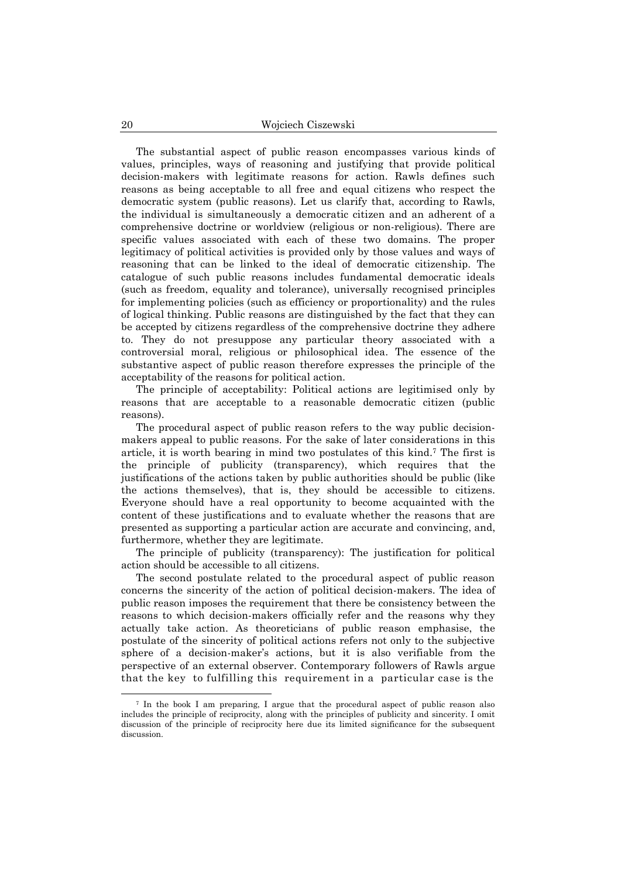The substantial aspect of public reason encompasses various kinds of values, principles, ways of reasoning and justifying that provide political decision-makers with legitimate reasons for action. Rawls defines such reasons as being acceptable to all free and equal citizens who respect the democratic system (public reasons). Let us clarify that, according to Rawls, the individual is simultaneously a democratic citizen and an adherent of a comprehensive doctrine or worldview (religious or non-religious). There are specific values associated with each of these two domains. The proper legitimacy of political activities is provided only by those values and ways of reasoning that can be linked to the ideal of democratic citizenship. The catalogue of such public reasons includes fundamental democratic ideals (such as freedom, equality and tolerance), universally recognised principles for implementing policies (such as efficiency or proportionality) and the rules of logical thinking. Public reasons are distinguished by the fact that they can be accepted by citizens regardless of the comprehensive doctrine they adhere to. They do not presuppose any particular theory associated with a controversial moral, religious or philosophical idea. The essence of the substantive aspect of public reason therefore expresses the principle of the acceptability of the reasons for political action.

The principle of acceptability: Political actions are legitimised only by reasons that are acceptable to a reasonable democratic citizen (public reasons).

The procedural aspect of public reason refers to the way public decision-makers appeal to public reasons. For the sake of later considerations in this article, it is worth bearing in mind two postulates of this kind.[7] The first is the principle of publicity (transparency), which requires that the justifications of the actions taken by public authorities should be public (like the actions themselves), that is, they should be accessible to citizens. Everyone should have a real opportunity to become acquainted with the content of these justifications and to evaluate whether the reasons that are presented as supporting a particular action are accurate and convincing, and, furthermore, whether they are legitimate.

The principle of publicity (transparency): The justification for political action should be accessible to all citizens.

The second postulate related to the procedural aspect of public reason concerns the sincerity of the action of political decision-makers. The idea of public reason imposes the requirement that there be consistency between the reasons to which decision-makers officially refer and the reasons why they actually take action. As theoreticians of public reason emphasise, the postulate of the sincerity of political actions refers not only to the subjective sphere of a decision-maker's actions, but it is also verifiable from the perspective of an external observer. Contemporary followers of Rawls argue that the key to fulfilling this requirement in a particular case is the

[7] In the book I am preparing, I argue that the procedural aspect of public reason also includes the principle of reciprocity, along with the principles of publicity and sincerity. I omit discussion of the principle of reciprocity here due its limited significance for the subsequent discussion.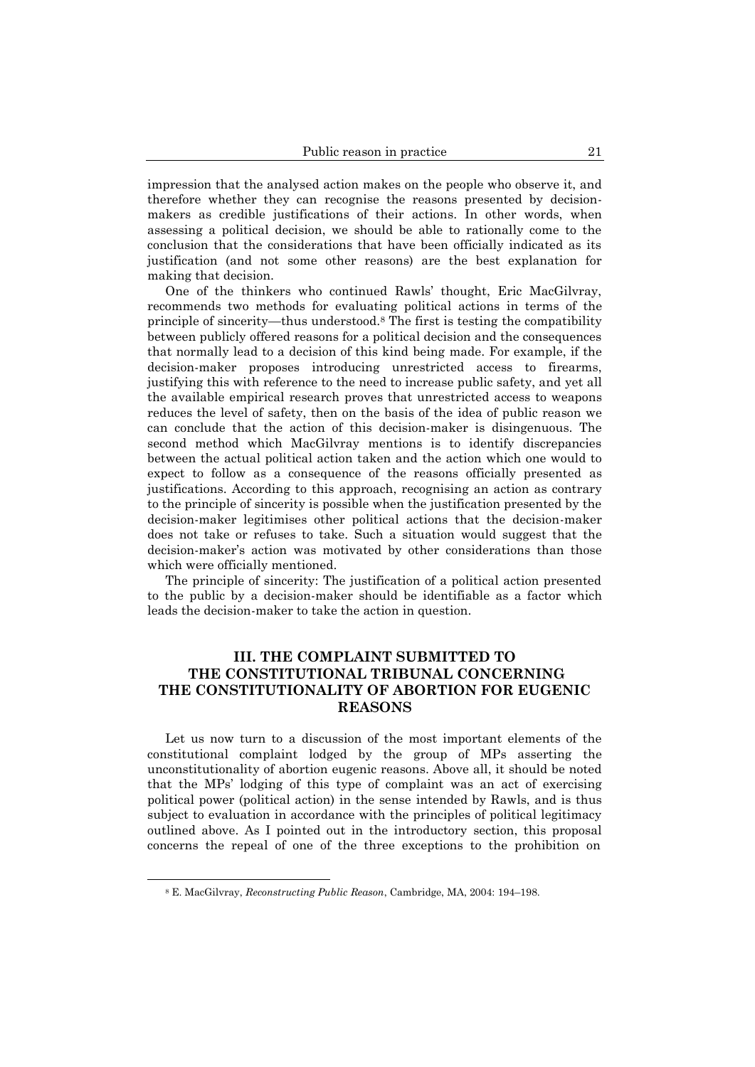impression that the analysed action makes on the people who observe it, and therefore whether they can recognise the reasons presented by decision-makers as credible justifications of their actions. In other words, when assessing a political decision, we should be able to rationally come to the conclusion that the considerations that have been officially indicated as its justification (and not some other reasons) are the best explanation for making that decision.

One of the thinkers who continued Rawls' thought, Eric MacGilvray, recommends two methods for evaluating political actions in terms of the principle of sincerity—thus understood.[8] The first is testing the compatibility between publicly offered reasons for a political decision and the consequences that normally lead to a decision of this kind being made. For example, if the decision-maker proposes introducing unrestricted access to firearms, justifying this with reference to the need to increase public safety, and yet all the available empirical research proves that unrestricted access to weapons reduces the level of safety, then on the basis of the idea of public reason we can conclude that the action of this decision-maker is disingenuous. The second method which MacGilvray mentions is to identify discrepancies between the actual political action taken and the action which one would to expect to follow as a consequence of the reasons officially presented as justifications. According to this approach, recognising an action as contrary to the principle of sincerity is possible when the justification presented by the decision-maker legitimises other political actions that the decision-maker does not take or refuses to take. Such a situation would suggest that the decision-maker's action was motivated by other considerations than those which were officially mentioned.

The principle of sincerity: The justification of a political action presented to the public by a decision-maker should be identifiable as a factor which leads the decision-maker to take the action in question.

## III. THE COMPLAINT SUBMITTED TO THE CONSTITUTIONAL TRIBUNAL CONCERNING THE CONSTITUTIONALITY OF ABORTION FOR EUGENIC REASONS

Let us now turn to a discussion of the most important elements of the constitutional complaint lodged by the group of MPs asserting the unconstitutionality of abortion eugenic reasons. Above all, it should be noted that the MPs' lodging of this type of complaint was an act of exercising political power (political action) in the sense intended by Rawls, and is thus subject to evaluation in accordance with the principles of political legitimacy outlined above. As I pointed out in the introductory section, this proposal concerns the repeal of one of the three exceptions to the prohibition on

[8] E. MacGilvray, *Reconstructing Public Reason*, Cambridge, MA, 2004: 194–198.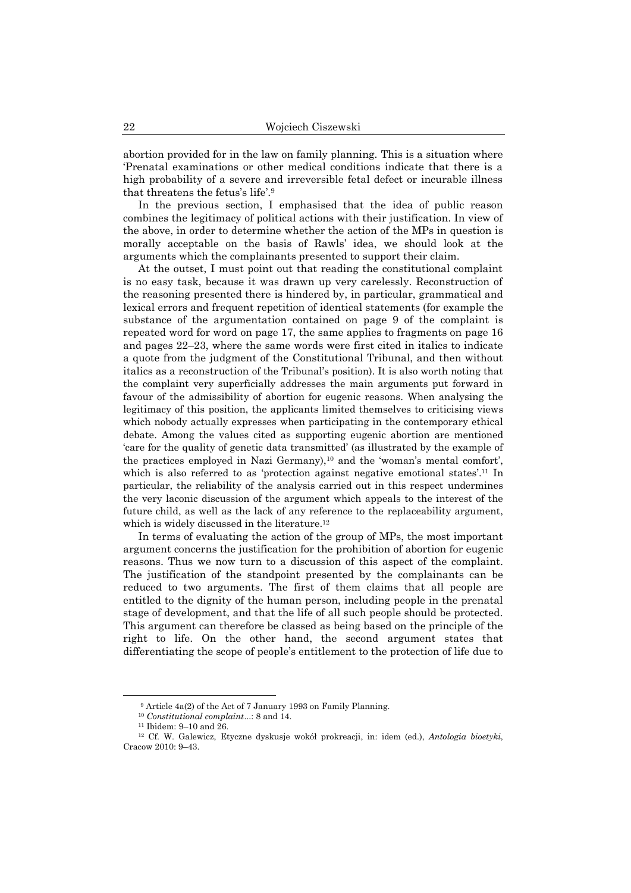abortion provided for in the law on family planning. This is a situation where 'Prenatal examinations or other medical conditions indicate that there is a high probability of a severe and irreversible fetal defect or incurable illness that threatens the fetus's life'.[9]

In the previous section, I emphasised that the idea of public reason combines the legitimacy of political actions with their justification. In view of the above, in order to determine whether the action of the MPs in question is morally acceptable on the basis of Rawls' idea, we should look at the arguments which the complainants presented to support their claim.

At the outset, I must point out that reading the constitutional complaint is no easy task, because it was drawn up very carelessly. Reconstruction of the reasoning presented there is hindered by, in particular, grammatical and lexical errors and frequent repetition of identical statements (for example the substance of the argumentation contained on page 9 of the complaint is repeated word for word on page 17, the same applies to fragments on page 16 and pages 22–23, where the same words were first cited in italics to indicate a quote from the judgment of the Constitutional Tribunal, and then without italics as a reconstruction of the Tribunal's position). It is also worth noting that the complaint very superficially addresses the main arguments put forward in favour of the admissibility of abortion for eugenic reasons. When analysing the legitimacy of this position, the applicants limited themselves to criticising views which nobody actually expresses when participating in the contemporary ethical debate. Among the values cited as supporting eugenic abortion are mentioned 'care for the quality of genetic data transmitted' (as illustrated by the example of the practices employed in Nazi Germany),[10] and the 'woman's mental comfort', which is also referred to as 'protection against negative emotional states'.[11] In particular, the reliability of the analysis carried out in this respect undermines the very laconic discussion of the argument which appeals to the interest of the future child, as well as the lack of any reference to the replaceability argument, which is widely discussed in the literature.[12]

In terms of evaluating the action of the group of MPs, the most important argument concerns the justification for the prohibition of abortion for eugenic reasons. Thus we now turn to a discussion of this aspect of the complaint. The justification of the standpoint presented by the complainants can be reduced to two arguments. The first of them claims that all people are entitled to the dignity of the human person, including people in the prenatal stage of development, and that the life of all such people should be protected. This argument can therefore be classed as being based on the principle of the right to life. On the other hand, the second argument states that differentiating the scope of people's entitlement to the protection of life due to

---

[9] Article 4a(2) of the Act of 7 January 1993 on Family Planning.

[10] *Constitutional complaint*...: 8 and 14.

[11] Ibidem: 9–10 and 26.

[12] Cf. W. Galewicz, Etyczne dyskusje wokół prokreacji, in: idem (ed.), *Antologia bioetyki*, Cracow 2010: 9–43.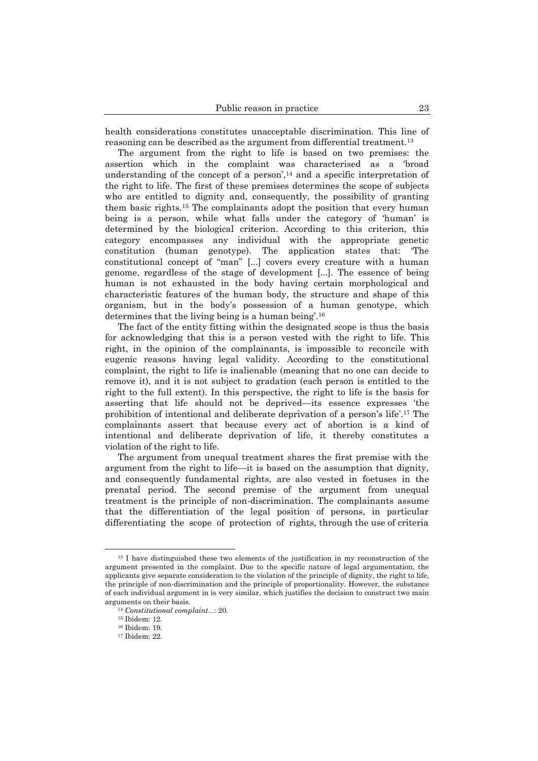health considerations constitutes unacceptable discrimination. This line of reasoning can be described as the argument from differential treatment.[13]

The argument from the right to life is based on two premises: the assertion which in the complaint was characterised as a 'broad understanding of the concept of a person',[14] and a specific interpretation of the right to life. The first of these premises determines the scope of subjects who are entitled to dignity and, consequently, the possibility of granting them basic rights.[15] The complainants adopt the position that every human being is a person, while what falls under the category of 'human' is determined by the biological criterion. According to this criterion, this category encompasses any individual with the appropriate genetic constitution (human genotype). The application states that: 'The constitutional concept of "man" [...] covers every creature with a human genome, regardless of the stage of development [...]. The essence of being human is not exhausted in the body having certain morphological and characteristic features of the human body, the structure and shape of this organism, but in the body's possession of a human genotype, which determines that the living being is a human being'.[16]

The fact of the entity fitting within the designated scope is thus the basis for acknowledging that this is a person vested with the right to life. This right, in the opinion of the complainants, is impossible to reconcile with eugenic reasons having legal validity. According to the constitutional complaint, the right to life is inalienable (meaning that no one can decide to remove it), and it is not subject to gradation (each person is entitled to the right to the full extent). In this perspective, the right to life is the basis for asserting that life should not be deprived—its essence expresses 'the prohibition of intentional and deliberate deprivation of a person's life'.[17] The complainants assert that because every act of abortion is a kind of intentional and deliberate deprivation of life, it thereby constitutes a violation of the right to life.

The argument from unequal treatment shares the first premise with the argument from the right to life—it is based on the assumption that dignity, and consequently fundamental rights, are also vested in foetuses in the prenatal period. The second premise of the argument from unequal treatment is the principle of non-discrimination. The complainants assume that the differentiation of the legal position of persons, in particular differentiating the scope of protection of rights, through the use of criteria

---

[13] I have distinguished these two elements of the justification in my reconstruction of the argument presented in the complaint. Due to the specific nature of legal argumentation, the applicants give separate consideration to the violation of the principle of dignity, the right to life, the principle of non-discrimination and the principle of proportionality. However, the substance of each individual argument in is very similar, which justifies the decision to construct two main arguments on their basis.

[14] *Constitutional complaint...*: 20.

[15] Ibidem: 12.

[16] Ibidem: 19.

[17] Ibidem: 22.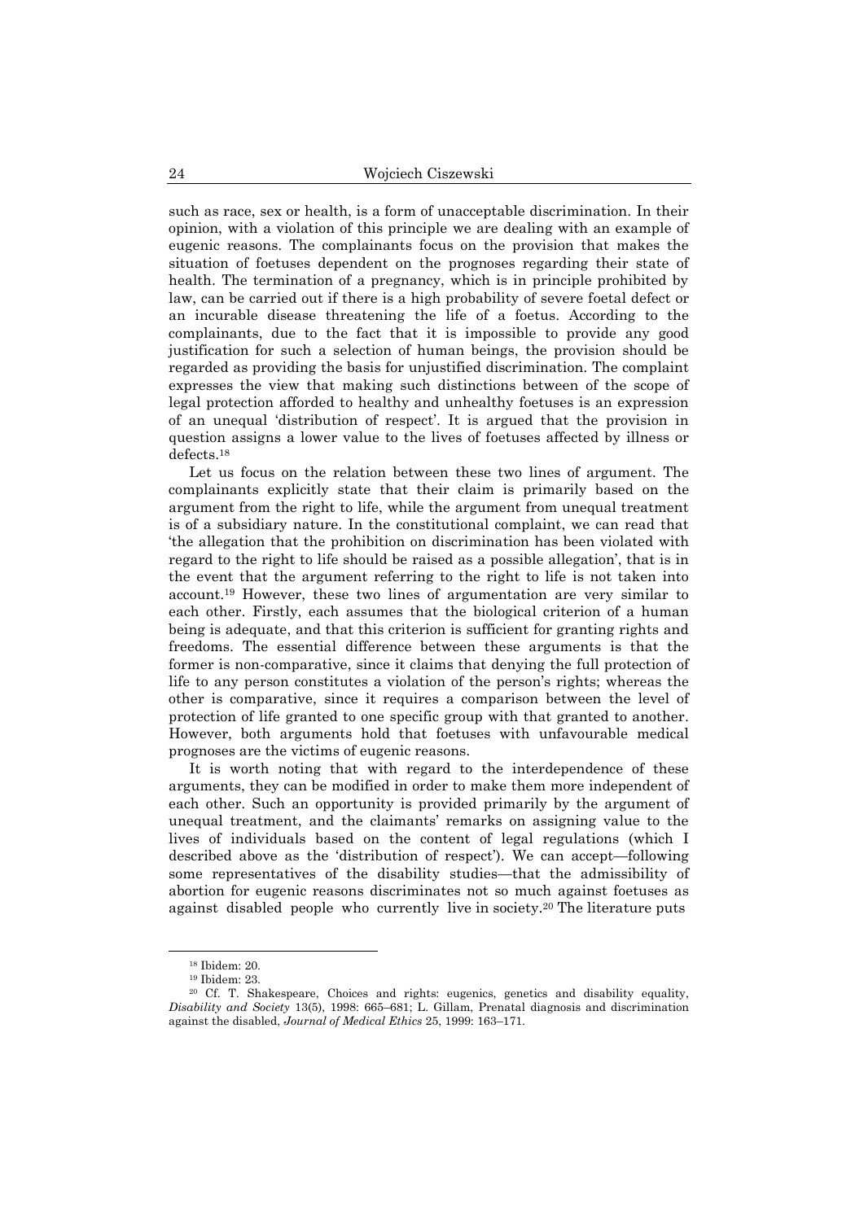such as race, sex or health, is a form of unacceptable discrimination. In their opinion, with a violation of this principle we are dealing with an example of eugenic reasons. The complainants focus on the provision that makes the situation of foetuses dependent on the prognoses regarding their state of health. The termination of a pregnancy, which is in principle prohibited by law, can be carried out if there is a high probability of severe foetal defect or an incurable disease threatening the life of a foetus. According to the complainants, due to the fact that it is impossible to provide any good justification for such a selection of human beings, the provision should be regarded as providing the basis for unjustified discrimination. The complaint expresses the view that making such distinctions between of the scope of legal protection afforded to healthy and unhealthy foetuses is an expression of an unequal 'distribution of respect'. It is argued that the provision in question assigns a lower value to the lives of foetuses affected by illness or defects.[18]

Let us focus on the relation between these two lines of argument. The complainants explicitly state that their claim is primarily based on the argument from the right to life, while the argument from unequal treatment is of a subsidiary nature. In the constitutional complaint, we can read that 'the allegation that the prohibition on discrimination has been violated with regard to the right to life should be raised as a possible allegation', that is in the event that the argument referring to the right to life is not taken into account.[19] However, these two lines of argumentation are very similar to each other. Firstly, each assumes that the biological criterion of a human being is adequate, and that this criterion is sufficient for granting rights and freedoms. The essential difference between these arguments is that the former is non-comparative, since it claims that denying the full protection of life to any person constitutes a violation of the person's rights; whereas the other is comparative, since it requires a comparison between the level of protection of life granted to one specific group with that granted to another. However, both arguments hold that foetuses with unfavourable medical prognoses are the victims of eugenic reasons.

It is worth noting that with regard to the interdependence of these arguments, they can be modified in order to make them more independent of each other. Such an opportunity is provided primarily by the argument of unequal treatment, and the claimants' remarks on assigning value to the lives of individuals based on the content of legal regulations (which I described above as the 'distribution of respect'). We can accept—following some representatives of the disability studies—that the admissibility of abortion for eugenic reasons discriminates not so much against foetuses as against disabled people who currently live in society.[20] The literature puts

---

[18] Ibidem: 20.

[19] Ibidem: 23.

[20] Cf. T. Shakespeare, Choices and rights: eugenics, genetics and disability equality, *Disability and Society* 13(5), 1998: 665–681; L. Gillam, Prenatal diagnosis and discrimination against the disabled, *Journal of Medical Ethics* 25, 1999: 163–171.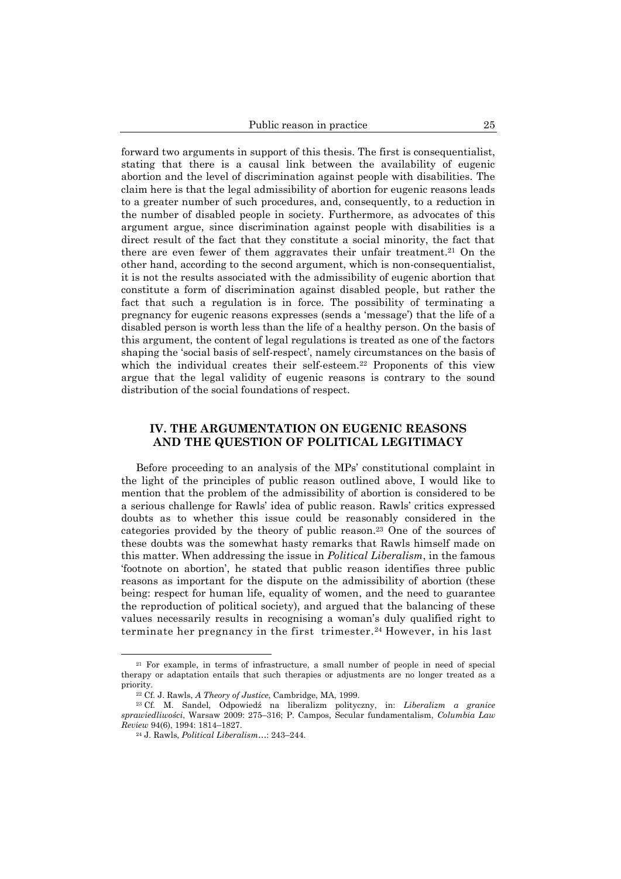forward two arguments in support of this thesis. The first is consequentialist, stating that there is a causal link between the availability of eugenic abortion and the level of discrimination against people with disabilities. The claim here is that the legal admissibility of abortion for eugenic reasons leads to a greater number of such procedures, and, consequently, to a reduction in the number of disabled people in society. Furthermore, as advocates of this argument argue, since discrimination against people with disabilities is a direct result of the fact that they constitute a social minority, the fact that there are even fewer of them aggravates their unfair treatment.[21] On the other hand, according to the second argument, which is non-consequentialist, it is not the results associated with the admissibility of eugenic abortion that constitute a form of discrimination against disabled people, but rather the fact that such a regulation is in force. The possibility of terminating a pregnancy for eugenic reasons expresses (sends a 'message') that the life of a disabled person is worth less than the life of a healthy person. On the basis of this argument, the content of legal regulations is treated as one of the factors shaping the 'social basis of self-respect', namely circumstances on the basis of which the individual creates their self-esteem.[22] Proponents of this view argue that the legal validity of eugenic reasons is contrary to the sound distribution of the social foundations of respect.

## IV. THE ARGUMENTATION ON EUGENIC REASONS AND THE QUESTION OF POLITICAL LEGITIMACY

Before proceeding to an analysis of the MPs' constitutional complaint in the light of the principles of public reason outlined above, I would like to mention that the problem of the admissibility of abortion is considered to be a serious challenge for Rawls' idea of public reason. Rawls' critics expressed doubts as to whether this issue could be reasonably considered in the categories provided by the theory of public reason.[23] One of the sources of these doubts was the somewhat hasty remarks that Rawls himself made on this matter. When addressing the issue in *Political Liberalism*, in the famous 'footnote on abortion', he stated that public reason identifies three public reasons as important for the dispute on the admissibility of abortion (these being: respect for human life, equality of women, and the need to guarantee the reproduction of political society), and argued that the balancing of these values necessarily results in recognising a woman's duly qualified right to terminate her pregnancy in the first trimester.[24] However, in his last

[21] For example, in terms of infrastructure, a small number of people in need of special therapy or adaptation entails that such therapies or adjustments are no longer treated as a priority.

[22] Cf. J. Rawls, *A Theory of Justice*, Cambridge, MA, 1999.

[23] Cf. M. Sandel, Odpowiedź na liberalizm polityczny, in: *Liberalizm a granice sprawiedliwości*, Warsaw 2009: 275–316; P. Campos, Secular fundamentalism, *Columbia Law Review* 94(6), 1994: 1814–1827.

[24] J. Rawls, *Political Liberalism*…: 243–244.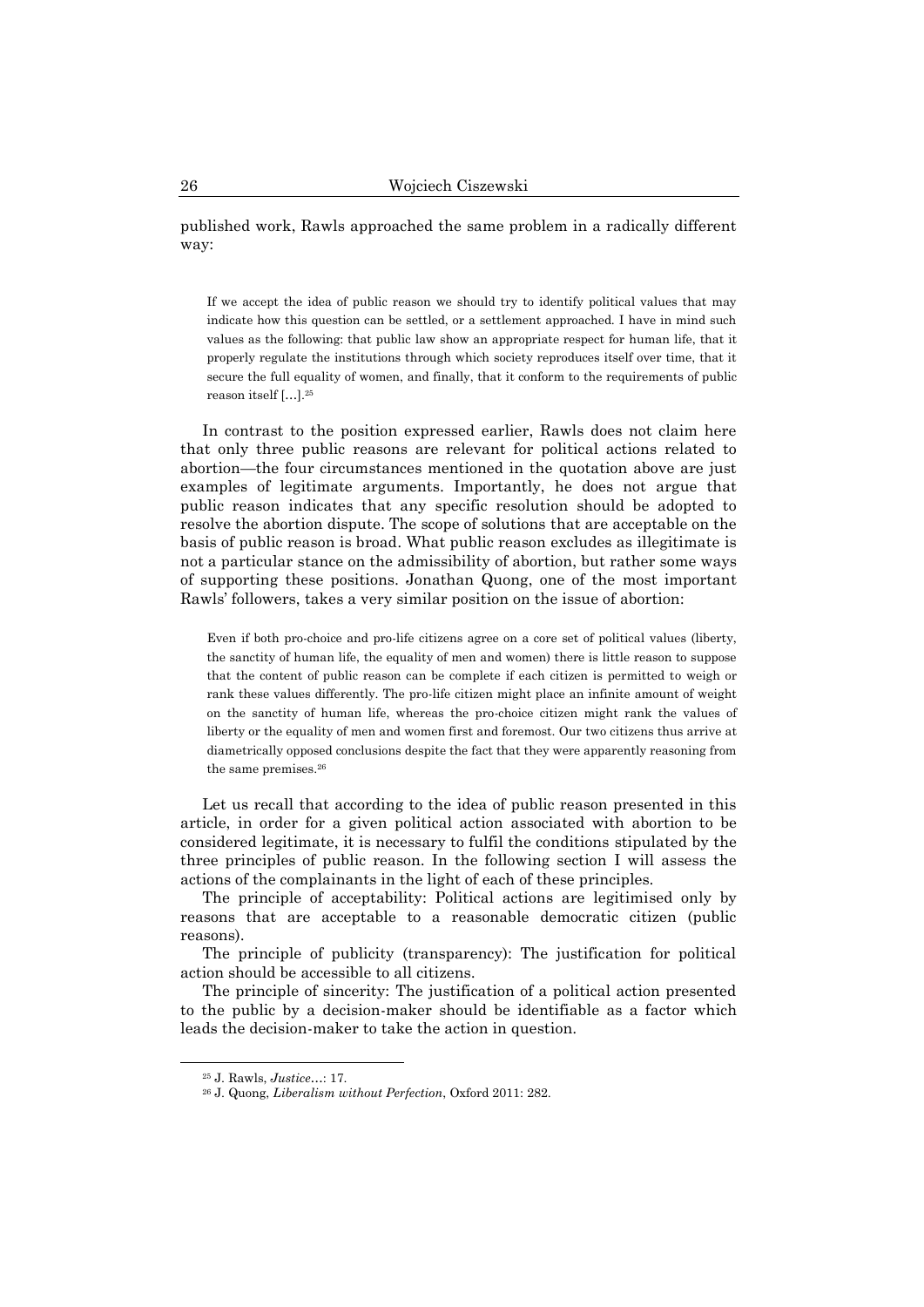published work, Rawls approached the same problem in a radically different way:

> If we accept the idea of public reason we should try to identify political values that may indicate how this question can be settled, or a settlement approached. I have in mind such values as the following: that public law show an appropriate respect for human life, that it properly regulate the institutions through which society reproduces itself over time, that it secure the full equality of women, and finally, that it conform to the requirements of public reason itself […].[25]

In contrast to the position expressed earlier, Rawls does not claim here that only three public reasons are relevant for political actions related to abortion—the four circumstances mentioned in the quotation above are just examples of legitimate arguments. Importantly, he does not argue that public reason indicates that any specific resolution should be adopted to resolve the abortion dispute. The scope of solutions that are acceptable on the basis of public reason is broad. What public reason excludes as illegitimate is not a particular stance on the admissibility of abortion, but rather some ways of supporting these positions. Jonathan Quong, one of the most important Rawls' followers, takes a very similar position on the issue of abortion:

> Even if both pro-choice and pro-life citizens agree on a core set of political values (liberty, the sanctity of human life, the equality of men and women) there is little reason to suppose that the content of public reason can be complete if each citizen is permitted to weigh or rank these values differently. The pro-life citizen might place an infinite amount of weight on the sanctity of human life, whereas the pro-choice citizen might rank the values of liberty or the equality of men and women first and foremost. Our two citizens thus arrive at diametrically opposed conclusions despite the fact that they were apparently reasoning from the same premises.[26]

Let us recall that according to the idea of public reason presented in this article, in order for a given political action associated with abortion to be considered legitimate, it is necessary to fulfil the conditions stipulated by the three principles of public reason. In the following section I will assess the actions of the complainants in the light of each of these principles.

The principle of acceptability: Political actions are legitimised only by reasons that are acceptable to a reasonable democratic citizen (public reasons).

The principle of publicity (transparency): The justification for political action should be accessible to all citizens.

The principle of sincerity: The justification of a political action presented to the public by a decision-maker should be identifiable as a factor which leads the decision-maker to take the action in question.

---

[25] J. Rawls, *Justice…*: 17.

[26] J. Quong, *Liberalism without Perfection*, Oxford 2011: 282.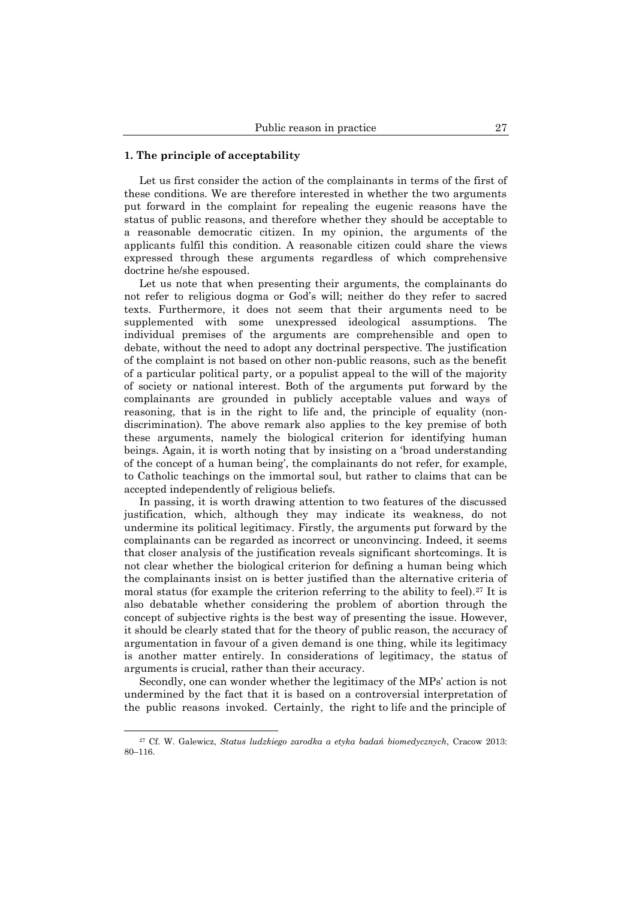### 1. The principle of acceptability

Let us first consider the action of the complainants in terms of the first of these conditions. We are therefore interested in whether the two arguments put forward in the complaint for repealing the eugenic reasons have the status of public reasons, and therefore whether they should be acceptable to a reasonable democratic citizen. In my opinion, the arguments of the applicants fulfil this condition. A reasonable citizen could share the views expressed through these arguments regardless of which comprehensive doctrine he/she espoused.

Let us note that when presenting their arguments, the complainants do not refer to religious dogma or God's will; neither do they refer to sacred texts. Furthermore, it does not seem that their arguments need to be supplemented with some unexpressed ideological assumptions. The individual premises of the arguments are comprehensible and open to debate, without the need to adopt any doctrinal perspective. The justification of the complaint is not based on other non-public reasons, such as the benefit of a particular political party, or a populist appeal to the will of the majority of society or national interest. Both of the arguments put forward by the complainants are grounded in publicly acceptable values and ways of reasoning, that is in the right to life and, the principle of equality (non-discrimination). The above remark also applies to the key premise of both these arguments, namely the biological criterion for identifying human beings. Again, it is worth noting that by insisting on a 'broad understanding of the concept of a human being', the complainants do not refer, for example, to Catholic teachings on the immortal soul, but rather to claims that can be accepted independently of religious beliefs.

In passing, it is worth drawing attention to two features of the discussed justification, which, although they may indicate its weakness, do not undermine its political legitimacy. Firstly, the arguments put forward by the complainants can be regarded as incorrect or unconvincing. Indeed, it seems that closer analysis of the justification reveals significant shortcomings. It is not clear whether the biological criterion for defining a human being which the complainants insist on is better justified than the alternative criteria of moral status (for example the criterion referring to the ability to feel).[27] It is also debatable whether considering the problem of abortion through the concept of subjective rights is the best way of presenting the issue. However, it should be clearly stated that for the theory of public reason, the accuracy of argumentation in favour of a given demand is one thing, while its legitimacy is another matter entirely. In considerations of legitimacy, the status of arguments is crucial, rather than their accuracy.

Secondly, one can wonder whether the legitimacy of the MPs' action is not undermined by the fact that it is based on a controversial interpretation of the public reasons invoked. Certainly, the right to life and the principle of

---

[27] Cf. W. Galewicz, *Status ludzkiego zarodka a etyka badań biomedycznych*, Cracow 2013: 80–116.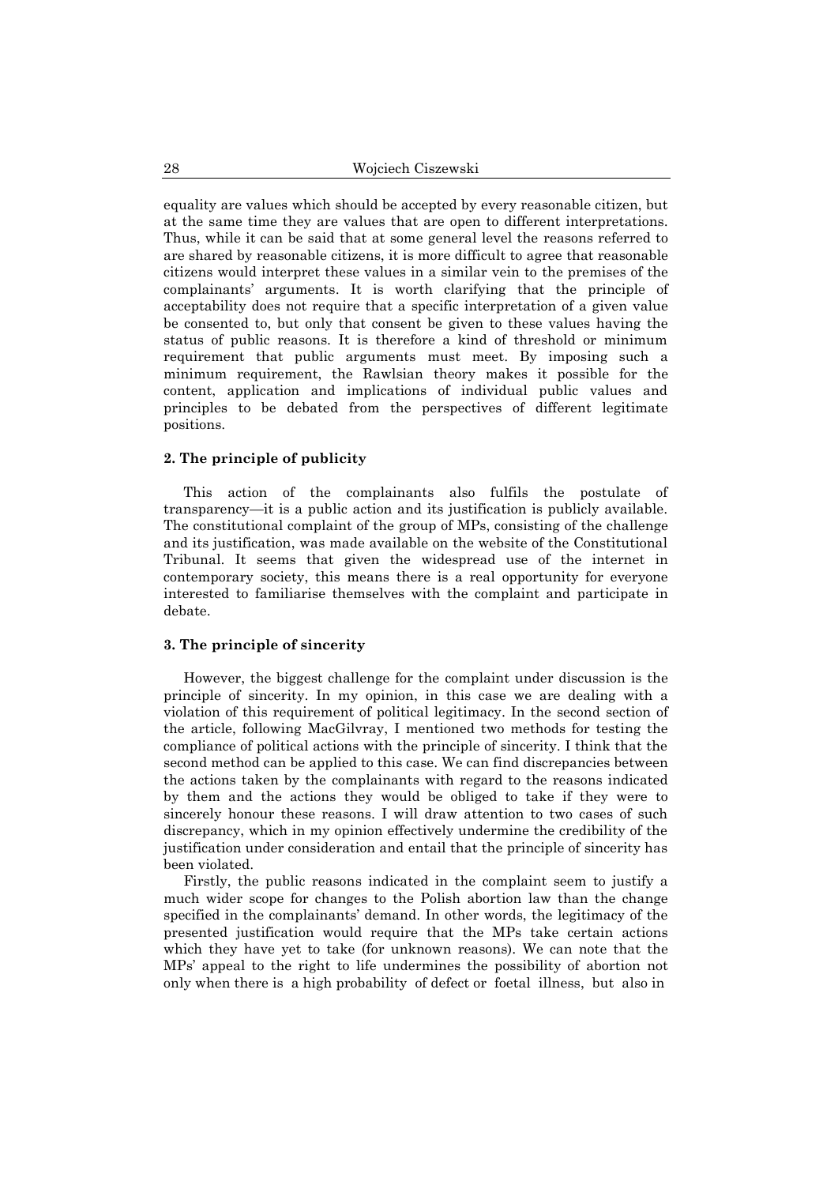equality are values which should be accepted by every reasonable citizen, but at the same time they are values that are open to different interpretations. Thus, while it can be said that at some general level the reasons referred to are shared by reasonable citizens, it is more difficult to agree that reasonable citizens would interpret these values in a similar vein to the premises of the complainants' arguments. It is worth clarifying that the principle of acceptability does not require that a specific interpretation of a given value be consented to, but only that consent be given to these values having the status of public reasons. It is therefore a kind of threshold or minimum requirement that public arguments must meet. By imposing such a minimum requirement, the Rawlsian theory makes it possible for the content, application and implications of individual public values and principles to be debated from the perspectives of different legitimate positions.

### 2. The principle of publicity

This action of the complainants also fulfils the postulate of transparency—it is a public action and its justification is publicly available. The constitutional complaint of the group of MPs, consisting of the challenge and its justification, was made available on the website of the Constitutional Tribunal. It seems that given the widespread use of the internet in contemporary society, this means there is a real opportunity for everyone interested to familiarise themselves with the complaint and participate in debate.

### 3. The principle of sincerity

However, the biggest challenge for the complaint under discussion is the principle of sincerity. In my opinion, in this case we are dealing with a violation of this requirement of political legitimacy. In the second section of the article, following MacGilvray, I mentioned two methods for testing the compliance of political actions with the principle of sincerity. I think that the second method can be applied to this case. We can find discrepancies between the actions taken by the complainants with regard to the reasons indicated by them and the actions they would be obliged to take if they were to sincerely honour these reasons. I will draw attention to two cases of such discrepancy, which in my opinion effectively undermine the credibility of the justification under consideration and entail that the principle of sincerity has been violated.

Firstly, the public reasons indicated in the complaint seem to justify a much wider scope for changes to the Polish abortion law than the change specified in the complainants' demand. In other words, the legitimacy of the presented justification would require that the MPs take certain actions which they have yet to take (for unknown reasons). We can note that the MPs' appeal to the right to life undermines the possibility of abortion not only when there is a high probability of defect or foetal illness, but also in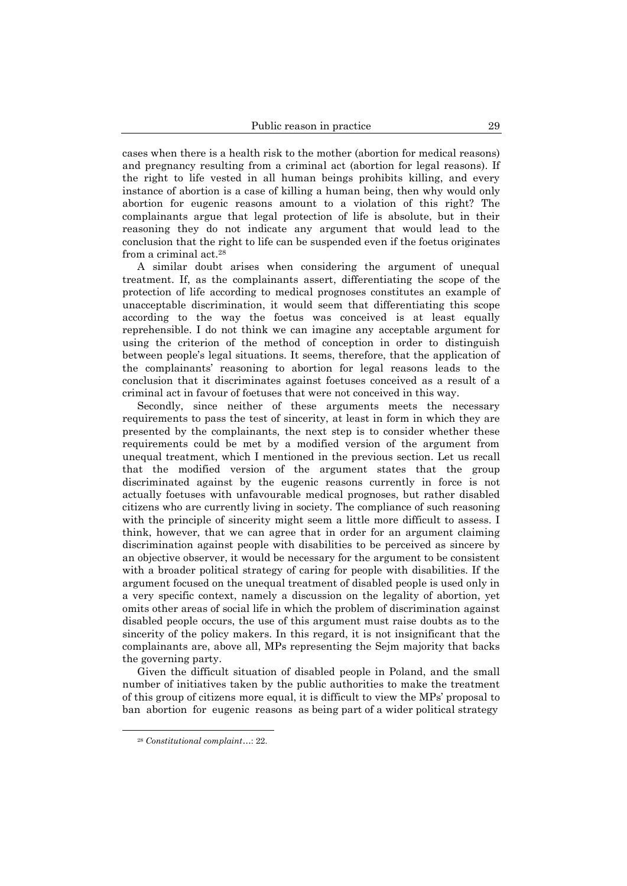cases when there is a health risk to the mother (abortion for medical reasons) and pregnancy resulting from a criminal act (abortion for legal reasons). If the right to life vested in all human beings prohibits killing, and every instance of abortion is a case of killing a human being, then why would only abortion for eugenic reasons amount to a violation of this right? The complainants argue that legal protection of life is absolute, but in their reasoning they do not indicate any argument that would lead to the conclusion that the right to life can be suspended even if the foetus originates from a criminal act.[28]

A similar doubt arises when considering the argument of unequal treatment. If, as the complainants assert, differentiating the scope of the protection of life according to medical prognoses constitutes an example of unacceptable discrimination, it would seem that differentiating this scope according to the way the foetus was conceived is at least equally reprehensible. I do not think we can imagine any acceptable argument for using the criterion of the method of conception in order to distinguish between people's legal situations. It seems, therefore, that the application of the complainants' reasoning to abortion for legal reasons leads to the conclusion that it discriminates against foetuses conceived as a result of a criminal act in favour of foetuses that were not conceived in this way.

Secondly, since neither of these arguments meets the necessary requirements to pass the test of sincerity, at least in form in which they are presented by the complainants, the next step is to consider whether these requirements could be met by a modified version of the argument from unequal treatment, which I mentioned in the previous section. Let us recall that the modified version of the argument states that the group discriminated against by the eugenic reasons currently in force is not actually foetuses with unfavourable medical prognoses, but rather disabled citizens who are currently living in society. The compliance of such reasoning with the principle of sincerity might seem a little more difficult to assess. I think, however, that we can agree that in order for an argument claiming discrimination against people with disabilities to be perceived as sincere by an objective observer, it would be necessary for the argument to be consistent with a broader political strategy of caring for people with disabilities. If the argument focused on the unequal treatment of disabled people is used only in a very specific context, namely a discussion on the legality of abortion, yet omits other areas of social life in which the problem of discrimination against disabled people occurs, the use of this argument must raise doubts as to the sincerity of the policy makers. In this regard, it is not insignificant that the complainants are, above all, MPs representing the Sejm majority that backs the governing party.

Given the difficult situation of disabled people in Poland, and the small number of initiatives taken by the public authorities to make the treatment of this group of citizens more equal, it is difficult to view the MPs' proposal to ban abortion for eugenic reasons as being part of a wider political strategy

[28] *Constitutional complaint*…: 22.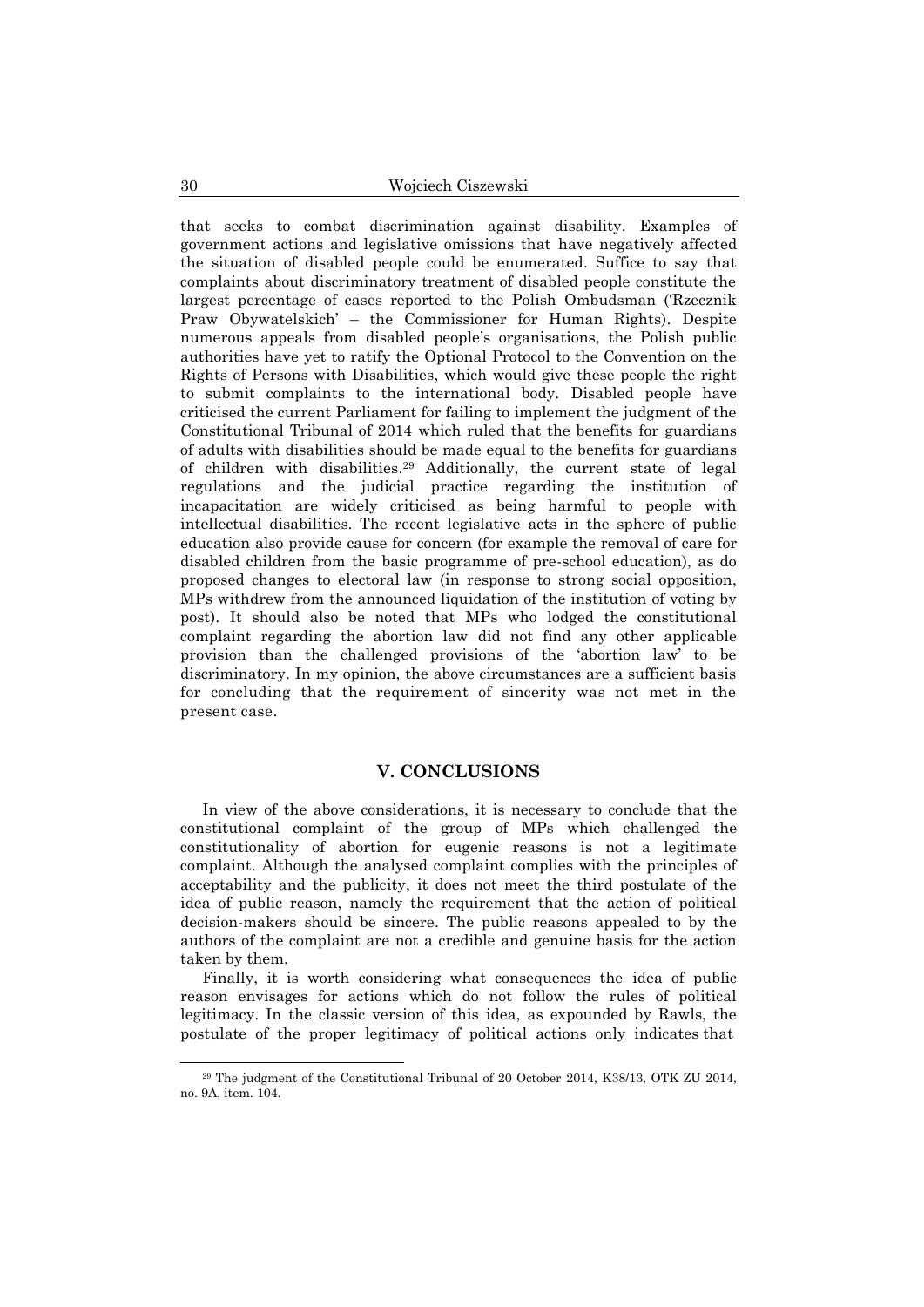that seeks to combat discrimination against disability. Examples of government actions and legislative omissions that have negatively affected the situation of disabled people could be enumerated. Suffice to say that complaints about discriminatory treatment of disabled people constitute the largest percentage of cases reported to the Polish Ombudsman ('Rzecznik Praw Obywatelskich' – the Commissioner for Human Rights). Despite numerous appeals from disabled people's organisations, the Polish public authorities have yet to ratify the Optional Protocol to the Convention on the Rights of Persons with Disabilities, which would give these people the right to submit complaints to the international body. Disabled people have criticised the current Parliament for failing to implement the judgment of the Constitutional Tribunal of 2014 which ruled that the benefits for guardians of adults with disabilities should be made equal to the benefits for guardians of children with disabilities.[29] Additionally, the current state of legal regulations and the judicial practice regarding the institution of incapacitation are widely criticised as being harmful to people with intellectual disabilities. The recent legislative acts in the sphere of public education also provide cause for concern (for example the removal of care for disabled children from the basic programme of pre-school education), as do proposed changes to electoral law (in response to strong social opposition, MPs withdrew from the announced liquidation of the institution of voting by post). It should also be noted that MPs who lodged the constitutional complaint regarding the abortion law did not find any other applicable provision than the challenged provisions of the 'abortion law' to be discriminatory. In my opinion, the above circumstances are a sufficient basis for concluding that the requirement of sincerity was not met in the present case.

## V. CONCLUSIONS

In view of the above considerations, it is necessary to conclude that the constitutional complaint of the group of MPs which challenged the constitutionality of abortion for eugenic reasons is not a legitimate complaint. Although the analysed complaint complies with the principles of acceptability and the publicity, it does not meet the third postulate of the idea of public reason, namely the requirement that the action of political decision-makers should be sincere. The public reasons appealed to by the authors of the complaint are not a credible and genuine basis for the action taken by them.

Finally, it is worth considering what consequences the idea of public reason envisages for actions which do not follow the rules of political legitimacy. In the classic version of this idea, as expounded by Rawls, the postulate of the proper legitimacy of political actions only indicates that

[29] The judgment of the Constitutional Tribunal of 20 October 2014, K38/13, OTK ZU 2014, no. 9A, item. 104.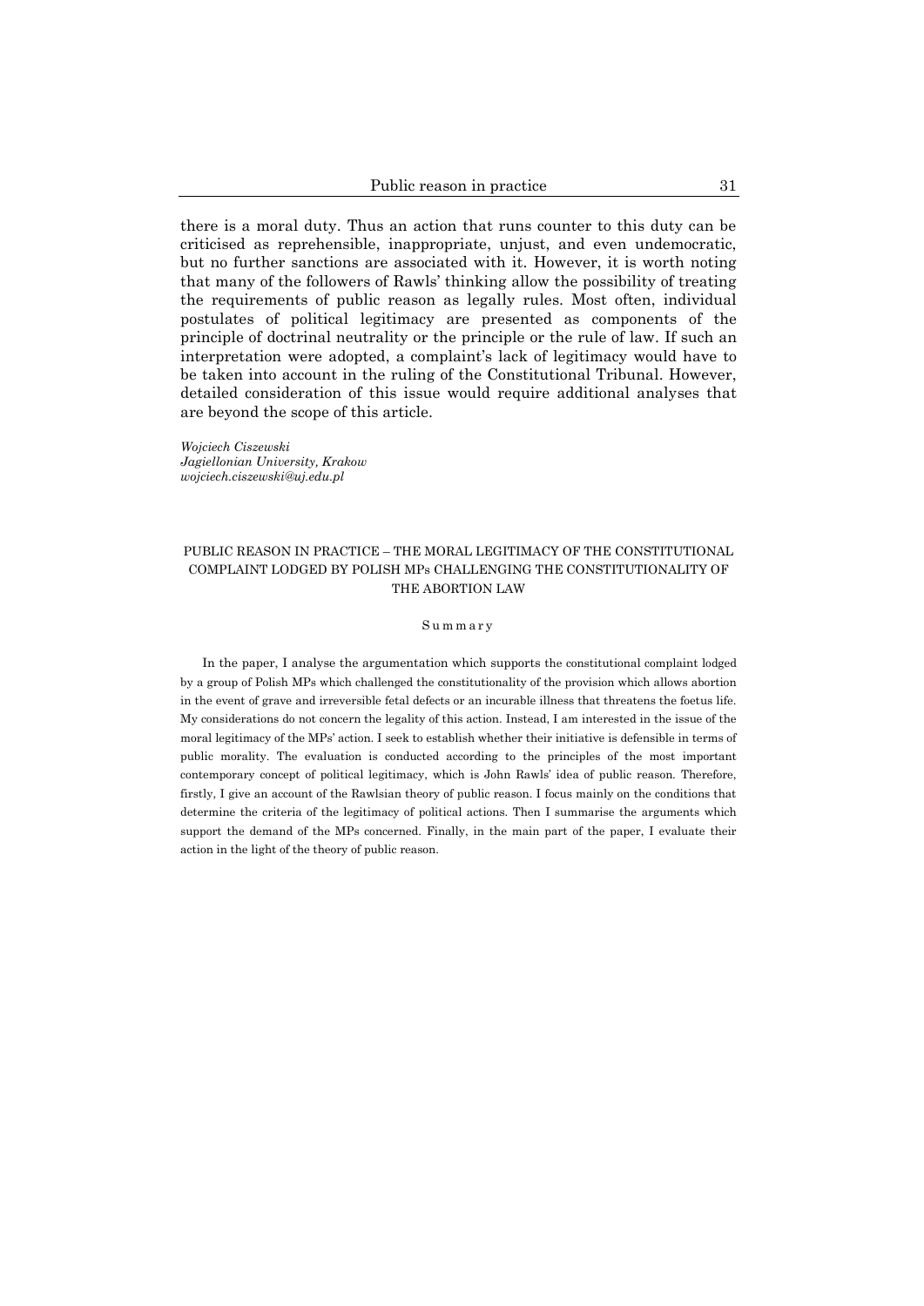there is a moral duty. Thus an action that runs counter to this duty can be criticised as reprehensible, inappropriate, unjust, and even undemocratic, but no further sanctions are associated with it. However, it is worth noting that many of the followers of Rawls' thinking allow the possibility of treating the requirements of public reason as legally rules. Most often, individual postulates of political legitimacy are presented as components of the principle of doctrinal neutrality or the principle or the rule of law. If such an interpretation were adopted, a complaint's lack of legitimacy would have to be taken into account in the ruling of the Constitutional Tribunal. However, detailed consideration of this issue would require additional analyses that are beyond the scope of this article.

*Wojciech Ciszewski*
*Jagiellonian University, Krakow*
*wojciech.ciszewski@uj.edu.pl*

## PUBLIC REASON IN PRACTICE – THE MORAL LEGITIMACY OF THE CONSTITUTIONAL COMPLAINT LODGED BY POLISH MPs CHALLENGING THE CONSTITUTIONALITY OF THE ABORTION LAW

### Summary

In the paper, I analyse the argumentation which supports the constitutional complaint lodged by a group of Polish MPs which challenged the constitutionality of the provision which allows abortion in the event of grave and irreversible fetal defects or an incurable illness that threatens the foetus life. My considerations do not concern the legality of this action. Instead, I am interested in the issue of the moral legitimacy of the MPs' action. I seek to establish whether their initiative is defensible in terms of public morality. The evaluation is conducted according to the principles of the most important contemporary concept of political legitimacy, which is John Rawls' idea of public reason. Therefore, firstly, I give an account of the Rawlsian theory of public reason. I focus mainly on the conditions that determine the criteria of the legitimacy of political actions. Then I summarise the arguments which support the demand of the MPs concerned. Finally, in the main part of the paper, I evaluate their action in the light of the theory of public reason.